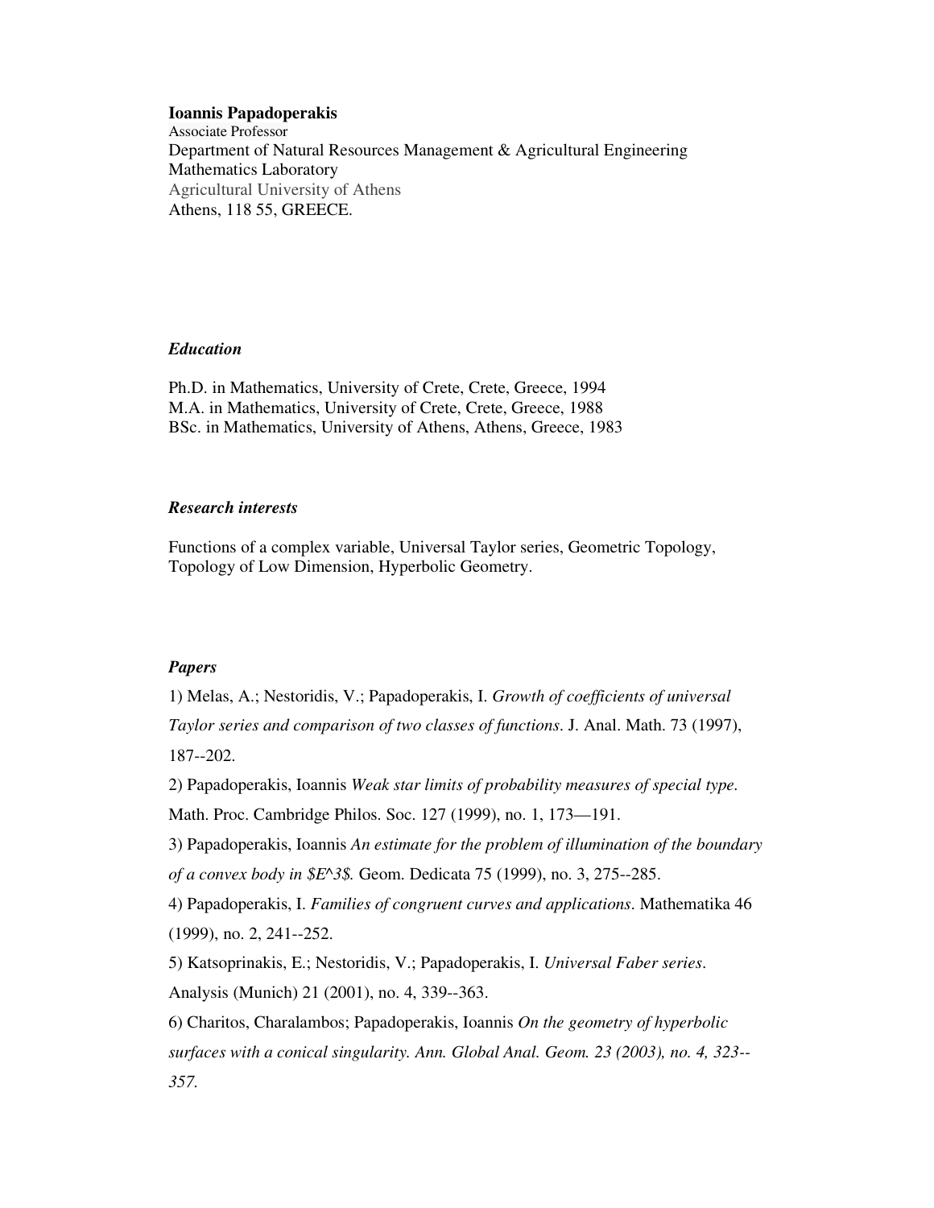**Ioannis Papadoperakis**
Associate Professor
Department of Natural Resources Management & Agricultural Engineering
Mathematics Laboratory
Agricultural University of Athens
Athens, 118 55, GREECE.

## *Education*

Ph.D. in Mathematics, University of Crete, Crete, Greece, 1994
M.A. in Mathematics, University of Crete, Crete, Greece, 1988
BSc. in Mathematics, University of Athens, Athens, Greece, 1983

## *Research interests*

Functions of a complex variable, Universal Taylor series, Geometric Topology, Topology of Low Dimension, Hyperbolic Geometry.

## *Papers*

1) Melas, A.; Nestoridis, V.; Papadoperakis, I. *Growth of coefficients of universal Taylor series and comparison of two classes of functions*. J. Anal. Math. 73 (1997), 187--202.

2) Papadoperakis, Ioannis *Weak star limits of probability measures of special type.* Math. Proc. Cambridge Philos. Soc. 127 (1999), no. 1, 173—191.

3) Papadoperakis, Ioannis *An estimate for the problem of illumination of the boundary of a convex body in $E^3$.* Geom. Dedicata 75 (1999), no. 3, 275--285.

4) Papadoperakis, I. *Families of congruent curves and applications*. Mathematika 46 (1999), no. 2, 241--252.

5) Katsoprinakis, E.; Nestoridis, V.; Papadoperakis, I. *Universal Faber series*. Analysis (Munich) 21 (2001), no. 4, 339--363.

6) Charitos, Charalambos; Papadoperakis, Ioannis *On the geometry of hyperbolic surfaces with a conical singularity. Ann. Global Anal. Geom. 23 (2003), no. 4, 323--357.*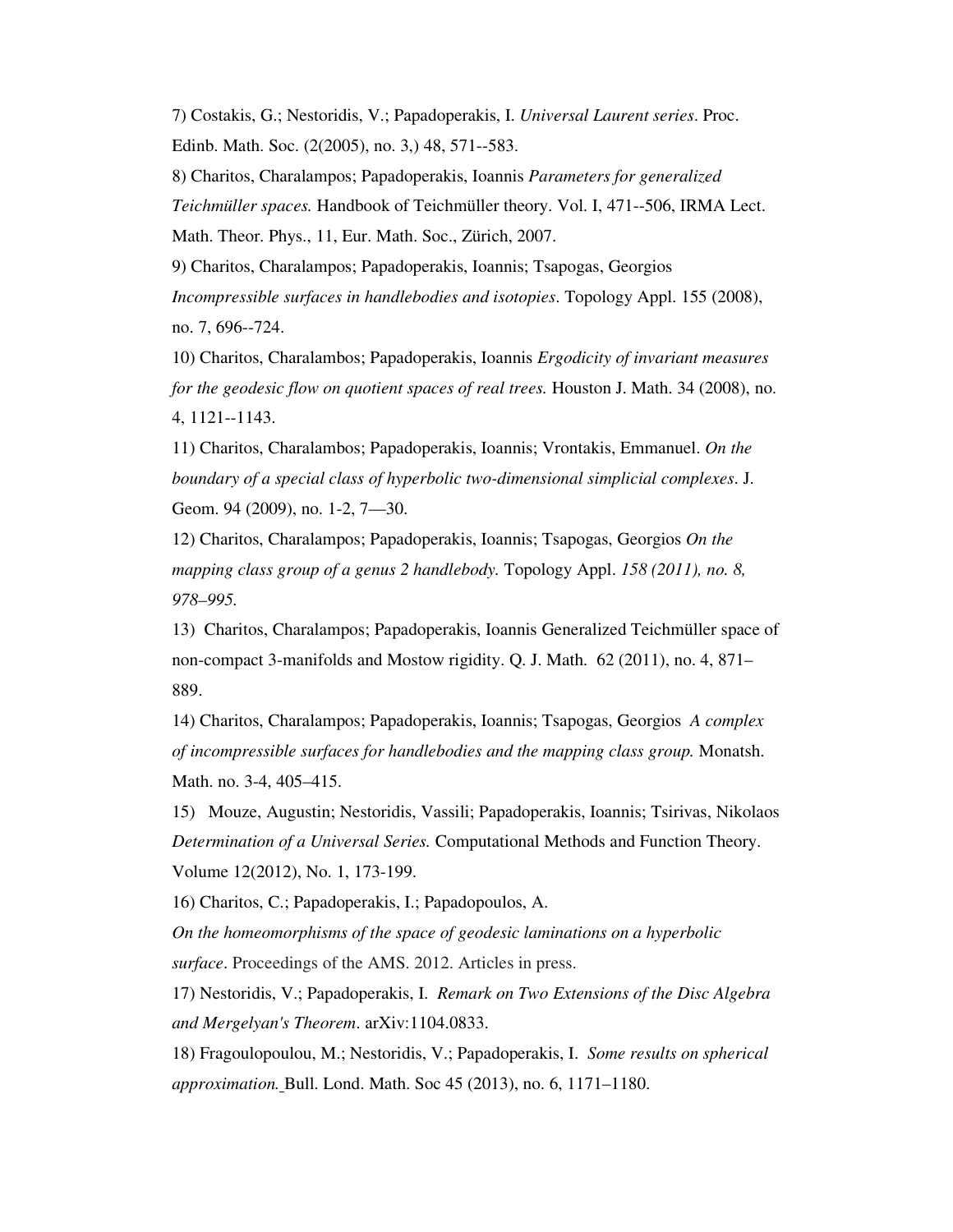7) Costakis, G.; Nestoridis, V.; Papadoperakis, I. *Universal Laurent series*. Proc. Edinb. Math. Soc. (2(2005), no. 3,) 48, 571--583.

8) Charitos, Charalampos; Papadoperakis, Ioannis *Parameters for generalized Teichmüller spaces.* Handbook of Teichmüller theory. Vol. I, 471--506, IRMA Lect. Math. Theor. Phys., 11, Eur. Math. Soc., Zürich, 2007.

9) Charitos, Charalampos; Papadoperakis, Ioannis; Tsapogas, Georgios *Incompressible surfaces in handlebodies and isotopies*. Topology Appl. 155 (2008), no. 7, 696--724.

10) Charitos, Charalambos; Papadoperakis, Ioannis *Ergodicity of invariant measures for the geodesic flow on quotient spaces of real trees.* Houston J. Math. 34 (2008), no. 4, 1121--1143.

11) Charitos, Charalambos; Papadoperakis, Ioannis; Vrontakis, Emmanuel. *On the boundary of a special class of hyperbolic two-dimensional simplicial complexes*. J. Geom. 94 (2009), no. 1-2, 7—30.

12) Charitos, Charalampos; Papadoperakis, Ioannis; Tsapogas, Georgios *On the mapping class group of a genus 2 handlebody.* Topology Appl. *158 (2011), no. 8, 978–995.*

13) Charitos, Charalampos; Papadoperakis, Ioannis Generalized Teichmüller space of non-compact 3-manifolds and Mostow rigidity. Q. J. Math. 62 (2011), no. 4, 871–889.

14) Charitos, Charalampos; Papadoperakis, Ioannis; Tsapogas, Georgios *A complex of incompressible surfaces for handlebodies and the mapping class group.* Monatsh. Math. no. 3-4, 405–415.

15) Mouze, Augustin; Nestoridis, Vassili; Papadoperakis, Ioannis; Tsirivas, Nikolaos *Determination of a Universal Series.* Computational Methods and Function Theory. Volume 12(2012), No. 1, 173-199.

16) Charitos, C.; Papadoperakis, I.; Papadopoulos, A. *On the homeomorphisms of the space of geodesic laminations on a hyperbolic surface*. Proceedings of the AMS. 2012. Articles in press.

17) Nestoridis, V.; Papadoperakis, I. *Remark on Two Extensions of the Disc Algebra and Mergelyan's Theorem*. arXiv:1104.0833.

18) Fragoulopoulou, M.; Nestoridis, V.; Papadoperakis, I. *Some results on spherical approximation.* Bull. Lond. Math. Soc 45 (2013), no. 6, 1171–1180.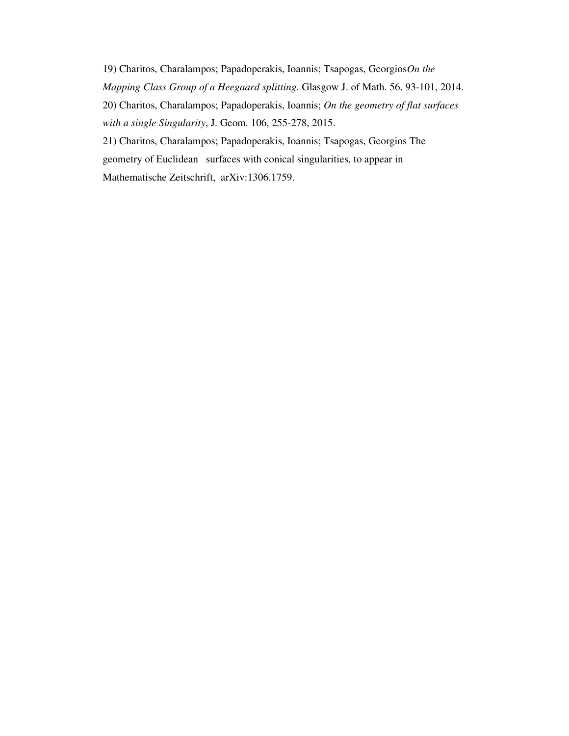19) Charitos, Charalampos; Papadoperakis, Ioannis; Tsapogas, Georgios*On the Mapping Class Group of a Heegaard splitting.* Glasgow J. of Math. 56, 93-101, 2014.

20) Charitos, Charalampos; Papadoperakis, Ioannis; *On the geometry of flat surfaces with a single Singularity*, J. Geom. 106, 255-278, 2015.

21) Charitos, Charalampos; Papadoperakis, Ioannis; Tsapogas, Georgios The geometry of Euclidean surfaces with conical singularities, to appear in Mathematische Zeitschrift, arXiv:1306.1759.